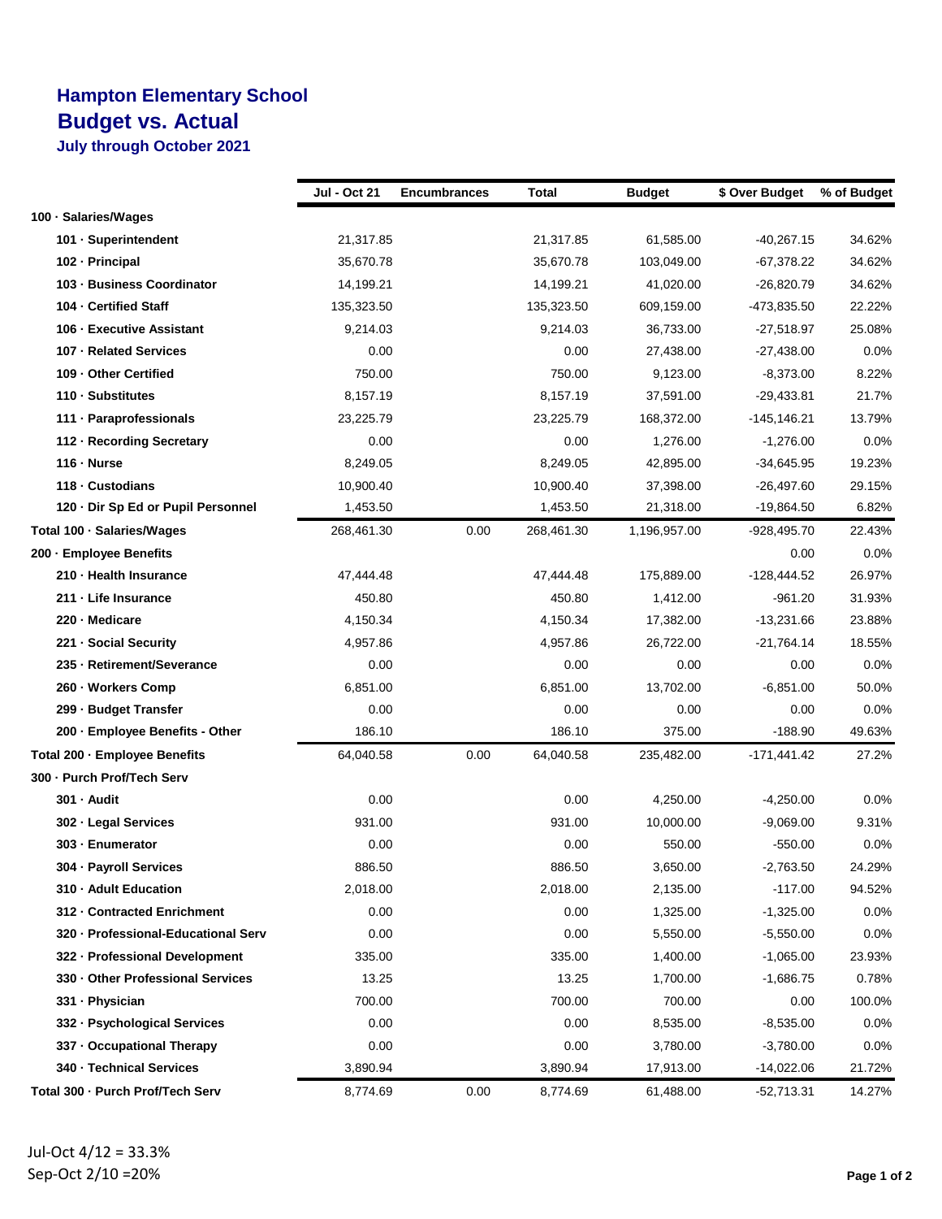# Hampton Elementary School
## Budget vs. Actual
### July through October 2021

| | Jul - Oct 21 | Encumbrances | Total | Budget | $ Over Budget | % of Budget |
|---|---|---|---|---|---|---|
| **100 · Salaries/Wages** | | | | | | |
| **101 · Superintendent** | 21,317.85 | | 21,317.85 | 61,585.00 | -40,267.15 | 34.62% |
| **102 · Principal** | 35,670.78 | | 35,670.78 | 103,049.00 | -67,378.22 | 34.62% |
| **103 · Business Coordinator** | 14,199.21 | | 14,199.21 | 41,020.00 | -26,820.79 | 34.62% |
| **104 · Certified Staff** | 135,323.50 | | 135,323.50 | 609,159.00 | -473,835.50 | 22.22% |
| **106 · Executive Assistant** | 9,214.03 | | 9,214.03 | 36,733.00 | -27,518.97 | 25.08% |
| **107 · Related Services** | 0.00 | | 0.00 | 27,438.00 | -27,438.00 | 0.0% |
| **109 · Other Certified** | 750.00 | | 750.00 | 9,123.00 | -8,373.00 | 8.22% |
| **110 · Substitutes** | 8,157.19 | | 8,157.19 | 37,591.00 | -29,433.81 | 21.7% |
| **111 · Paraprofessionals** | 23,225.79 | | 23,225.79 | 168,372.00 | -145,146.21 | 13.79% |
| **112 · Recording Secretary** | 0.00 | | 0.00 | 1,276.00 | -1,276.00 | 0.0% |
| **116 · Nurse** | 8,249.05 | | 8,249.05 | 42,895.00 | -34,645.95 | 19.23% |
| **118 · Custodians** | 10,900.40 | | 10,900.40 | 37,398.00 | -26,497.60 | 29.15% |
| **120 · Dir Sp Ed or Pupil Personnel** | 1,453.50 | | 1,453.50 | 21,318.00 | -19,864.50 | 6.82% |
| **Total 100 · Salaries/Wages** | 268,461.30 | 0.00 | 268,461.30 | 1,196,957.00 | -928,495.70 | 22.43% |
| **200 · Employee Benefits** | | | | | 0.00 | 0.0% |
| **210 · Health Insurance** | 47,444.48 | | 47,444.48 | 175,889.00 | -128,444.52 | 26.97% |
| **211 · Life Insurance** | 450.80 | | 450.80 | 1,412.00 | -961.20 | 31.93% |
| **220 · Medicare** | 4,150.34 | | 4,150.34 | 17,382.00 | -13,231.66 | 23.88% |
| **221 · Social Security** | 4,957.86 | | 4,957.86 | 26,722.00 | -21,764.14 | 18.55% |
| **235 · Retirement/Severance** | 0.00 | | 0.00 | 0.00 | 0.00 | 0.0% |
| **260 · Workers Comp** | 6,851.00 | | 6,851.00 | 13,702.00 | -6,851.00 | 50.0% |
| **299 · Budget Transfer** | 0.00 | | 0.00 | 0.00 | 0.00 | 0.0% |
| **200 · Employee Benefits - Other** | 186.10 | | 186.10 | 375.00 | -188.90 | 49.63% |
| **Total 200 · Employee Benefits** | 64,040.58 | 0.00 | 64,040.58 | 235,482.00 | -171,441.42 | 27.2% |
| **300 · Purch Prof/Tech Serv** | | | | | | |
| **301 · Audit** | 0.00 | | 0.00 | 4,250.00 | -4,250.00 | 0.0% |
| **302 · Legal Services** | 931.00 | | 931.00 | 10,000.00 | -9,069.00 | 9.31% |
| **303 · Enumerator** | 0.00 | | 0.00 | 550.00 | -550.00 | 0.0% |
| **304 · Payroll Services** | 886.50 | | 886.50 | 3,650.00 | -2,763.50 | 24.29% |
| **310 · Adult Education** | 2,018.00 | | 2,018.00 | 2,135.00 | -117.00 | 94.52% |
| **312 · Contracted Enrichment** | 0.00 | | 0.00 | 1,325.00 | -1,325.00 | 0.0% |
| **320 · Professional-Educational Serv** | 0.00 | | 0.00 | 5,550.00 | -5,550.00 | 0.0% |
| **322 · Professional Development** | 335.00 | | 335.00 | 1,400.00 | -1,065.00 | 23.93% |
| **330 · Other Professional Services** | 13.25 | | 13.25 | 1,700.00 | -1,686.75 | 0.78% |
| **331 · Physician** | 700.00 | | 700.00 | 700.00 | 0.00 | 100.0% |
| **332 · Psychological Services** | 0.00 | | 0.00 | 8,535.00 | -8,535.00 | 0.0% |
| **337 · Occupational Therapy** | 0.00 | | 0.00 | 3,780.00 | -3,780.00 | 0.0% |
| **340 · Technical Services** | 3,890.94 | | 3,890.94 | 17,913.00 | -14,022.06 | 21.72% |
| **Total 300 · Purch Prof/Tech Serv** | 8,774.69 | 0.00 | 8,774.69 | 61,488.00 | -52,713.31 | 14.27% |

Jul-Oct 4/12 = 33.3%
Sep-Oct 2/10 =20%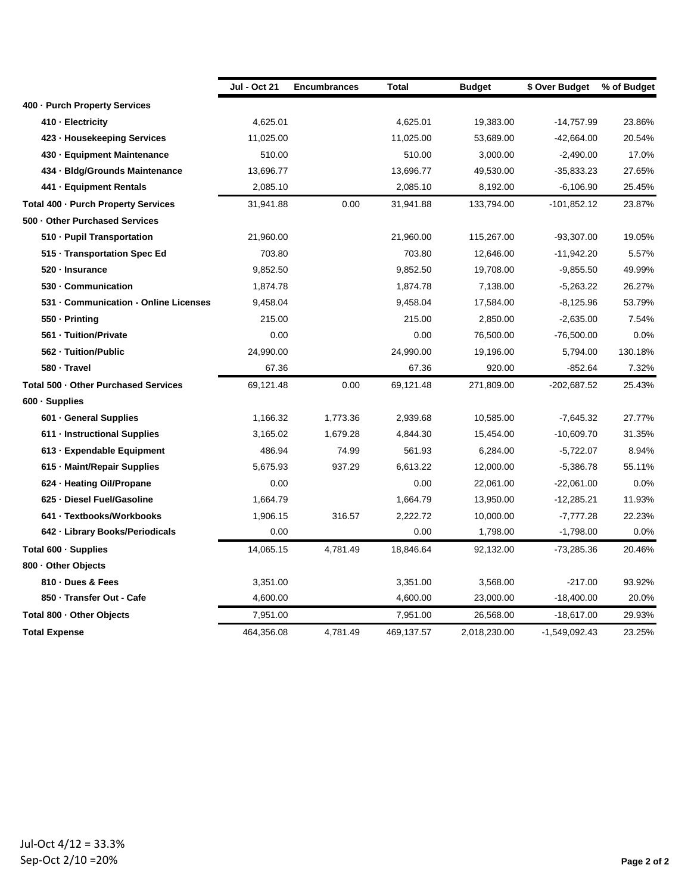| | Jul - Oct 21 | Encumbrances | Total | Budget | $ Over Budget | % of Budget |
|---|---|---|---|---|---|---|
| **400 · Purch Property Services** | | | | | | |
| **410 · Electricity** | 4,625.01 | | 4,625.01 | 19,383.00 | -14,757.99 | 23.86% |
| **423 · Housekeeping Services** | 11,025.00 | | 11,025.00 | 53,689.00 | -42,664.00 | 20.54% |
| **430 · Equipment Maintenance** | 510.00 | | 510.00 | 3,000.00 | -2,490.00 | 17.0% |
| **434 · Bldg/Grounds Maintenance** | 13,696.77 | | 13,696.77 | 49,530.00 | -35,833.23 | 27.65% |
| **441 · Equipment Rentals** | 2,085.10 | | 2,085.10 | 8,192.00 | -6,106.90 | 25.45% |
| **Total 400 · Purch Property Services** | 31,941.88 | 0.00 | 31,941.88 | 133,794.00 | -101,852.12 | 23.87% |
| **500 · Other Purchased Services** | | | | | | |
| **510 · Pupil Transportation** | 21,960.00 | | 21,960.00 | 115,267.00 | -93,307.00 | 19.05% |
| **515 · Transportation Spec Ed** | 703.80 | | 703.80 | 12,646.00 | -11,942.20 | 5.57% |
| **520 · Insurance** | 9,852.50 | | 9,852.50 | 19,708.00 | -9,855.50 | 49.99% |
| **530 · Communication** | 1,874.78 | | 1,874.78 | 7,138.00 | -5,263.22 | 26.27% |
| **531 · Communication - Online Licenses** | 9,458.04 | | 9,458.04 | 17,584.00 | -8,125.96 | 53.79% |
| **550 · Printing** | 215.00 | | 215.00 | 2,850.00 | -2,635.00 | 7.54% |
| **561 · Tuition/Private** | 0.00 | | 0.00 | 76,500.00 | -76,500.00 | 0.0% |
| **562 · Tuition/Public** | 24,990.00 | | 24,990.00 | 19,196.00 | 5,794.00 | 130.18% |
| **580 · Travel** | 67.36 | | 67.36 | 920.00 | -852.64 | 7.32% |
| **Total 500 · Other Purchased Services** | 69,121.48 | 0.00 | 69,121.48 | 271,809.00 | -202,687.52 | 25.43% |
| **600 · Supplies** | | | | | | |
| **601 · General Supplies** | 1,166.32 | 1,773.36 | 2,939.68 | 10,585.00 | -7,645.32 | 27.77% |
| **611 · Instructional Supplies** | 3,165.02 | 1,679.28 | 4,844.30 | 15,454.00 | -10,609.70 | 31.35% |
| **613 · Expendable Equipment** | 486.94 | 74.99 | 561.93 | 6,284.00 | -5,722.07 | 8.94% |
| **615 · Maint/Repair Supplies** | 5,675.93 | 937.29 | 6,613.22 | 12,000.00 | -5,386.78 | 55.11% |
| **624 · Heating Oil/Propane** | 0.00 | | 0.00 | 22,061.00 | -22,061.00 | 0.0% |
| **625 · Diesel Fuel/Gasoline** | 1,664.79 | | 1,664.79 | 13,950.00 | -12,285.21 | 11.93% |
| **641 · Textbooks/Workbooks** | 1,906.15 | 316.57 | 2,222.72 | 10,000.00 | -7,777.28 | 22.23% |
| **642 · Library Books/Periodicals** | 0.00 | | 0.00 | 1,798.00 | -1,798.00 | 0.0% |
| **Total 600 · Supplies** | 14,065.15 | 4,781.49 | 18,846.64 | 92,132.00 | -73,285.36 | 20.46% |
| **800 · Other Objects** | | | | | | |
| **810 · Dues & Fees** | 3,351.00 | | 3,351.00 | 3,568.00 | -217.00 | 93.92% |
| **850 · Transfer Out - Cafe** | 4,600.00 | | 4,600.00 | 23,000.00 | -18,400.00 | 20.0% |
| **Total 800 · Other Objects** | 7,951.00 | | 7,951.00 | 26,568.00 | -18,617.00 | 29.93% |
| **Total Expense** | 464,356.08 | 4,781.49 | 469,137.57 | 2,018,230.00 | -1,549,092.43 | 23.25% |

Jul-Oct 4/12 = 33.3%
Sep-Oct 2/10 =20%